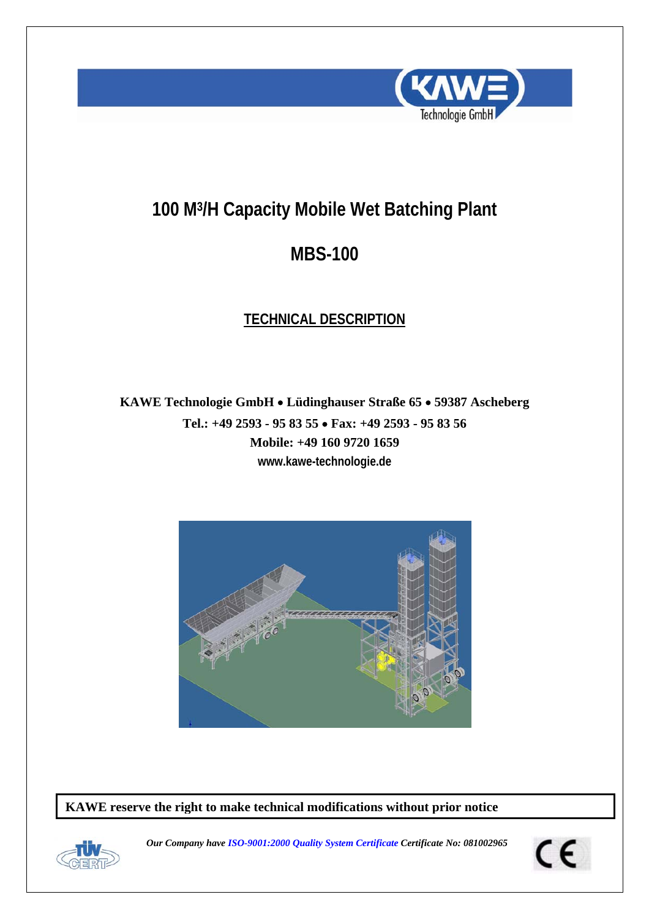# 100 M³/H Capacity Mobile Wet Batching Plant

# MBS-100

## TECHNICAL DESCRIPTION

**KAWE Technologie GmbH • Lüdinghauser Straße 65 • 59387 Ascheberg**
**Tel.: +49 2593 - 95 83 55 • Fax: +49 2593 - 95 83 56**
**Mobile: +49 160 9720 1659**
**www.kawe-technologie.de**

**KAWE reserve the right to make technical modifications without prior notice**

***Our Company have ISO-9001:2000 Quality System Certificate Certificate No: 081002965***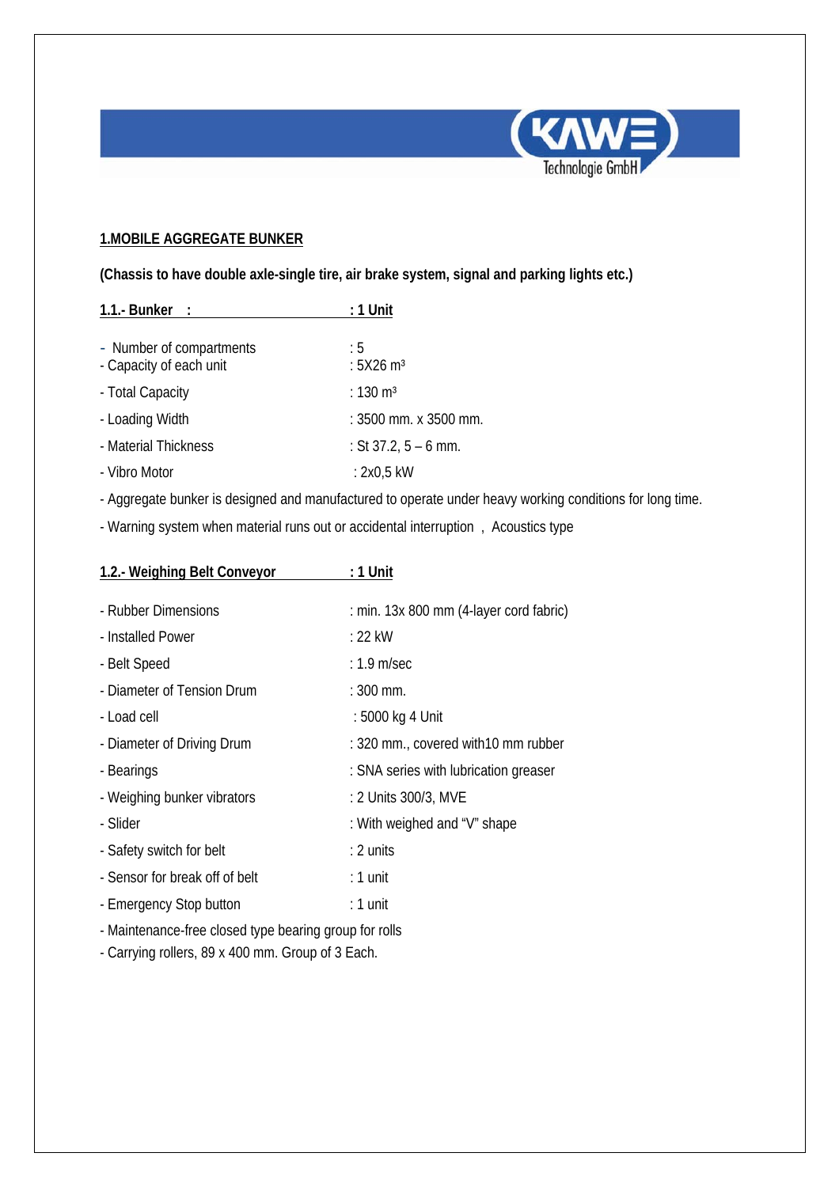## 1.MOBILE AGGREGATE BUNKER

**(Chassis to have double axle-single tire, air brake system, signal and parking lights etc.)**

**1.1.- Bunker : : 1 Unit**

- Number of compartments : 5
- Capacity of each unit : 5X26 m³
- Total Capacity : 130 m³
- Loading Width : 3500 mm. x 3500 mm.
- Material Thickness : St 37.2, 5 – 6 mm.
- Vibro Motor : 2x0,5 kW
- Aggregate bunker is designed and manufactured to operate under heavy working conditions for long time.
- Warning system when material runs out or accidental interruption , Acoustics type

**1.2.- Weighing Belt Conveyor : 1 Unit**

- Rubber Dimensions : min. 13x 800 mm (4-layer cord fabric)
- Installed Power : 22 kW
- Belt Speed : 1.9 m/sec
- Diameter of Tension Drum : 300 mm.
- Load cell : 5000 kg 4 Unit
- Diameter of Driving Drum : 320 mm., covered with10 mm rubber
- Bearings : SNA series with lubrication greaser
- Weighing bunker vibrators : 2 Units 300/3, MVE
- Slider : With weighed and "V" shape
- Safety switch for belt : 2 units
- Sensor for break off of belt : 1 unit
- Emergency Stop button : 1 unit
- Maintenance-free closed type bearing group for rolls
- Carrying rollers, 89 x 400 mm. Group of 3 Each.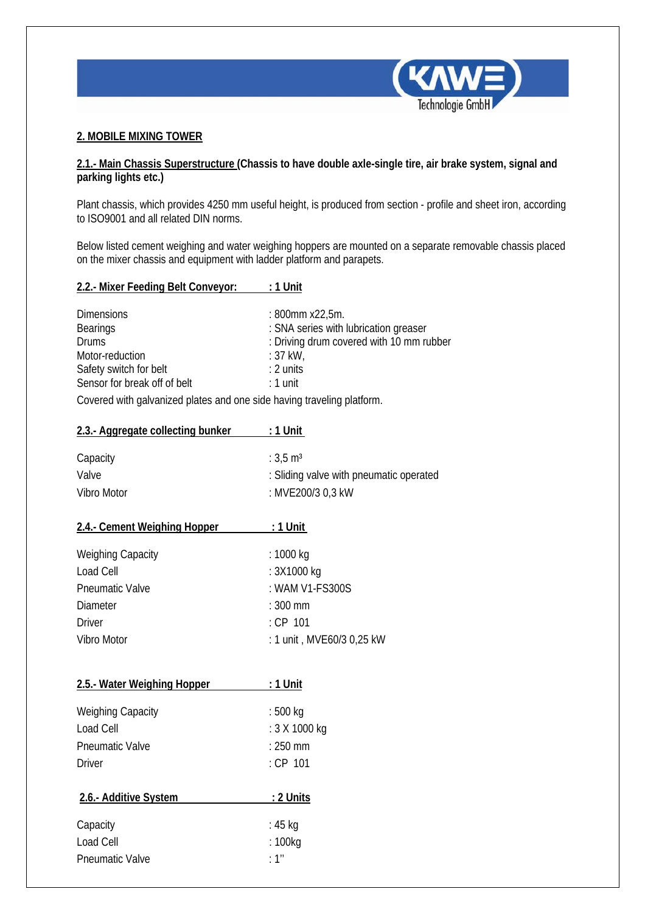## 2. MOBILE MIXING TOWER

**2.1.- Main Chassis Superstructure (Chassis to have double axle-single tire, air brake system, signal and parking lights etc.)**

Plant chassis, which provides 4250 mm useful height, is produced from section - profile and sheet iron, according to ISO9001 and all related DIN norms.

Below listed cement weighing and water weighing hoppers are mounted on a separate removable chassis placed on the mixer chassis and equipment with ladder platform and parapets.

**2.2.- Mixer Feeding Belt Conveyor: : 1 Unit**

| | |
|---|---|
| Dimensions | : 800mm x22,5m. |
| Bearings | : SNA series with lubrication greaser |
| Drums | : Driving drum covered with 10 mm rubber |
| Motor-reduction | : 37 kW, |
| Safety switch for belt | : 2 units |
| Sensor for break off of belt | : 1 unit |

Covered with galvanized plates and one side having traveling platform.

**2.3.- Aggregate collecting bunker : 1 Unit**

| | |
|---|---|
| Capacity | : 3,5 m³ |
| Valve | : Sliding valve with pneumatic operated |
| Vibro Motor | : MVE200/3 0,3 kW |

**2.4.- Cement Weighing Hopper : 1 Unit**

| | |
|---|---|
| Weighing Capacity | : 1000 kg |
| Load Cell | : 3X1000 kg |
| Pneumatic Valve | : WAM V1-FS300S |
| Diameter | : 300 mm |
| Driver | : CP 101 |
| Vibro Motor | : 1 unit , MVE60/3 0,25 kW |

**2.5.- Water Weighing Hopper : 1 Unit**

| | |
|---|---|
| Weighing Capacity | : 500 kg |
| Load Cell | : 3 X 1000 kg |
| Pneumatic Valve | : 250 mm |
| Driver | : CP 101 |

**2.6.- Additive System : 2 Units**

| | |
|---|---|
| Capacity | : 45 kg |
| Load Cell | : 100kg |
| Pneumatic Valve | : 1'' |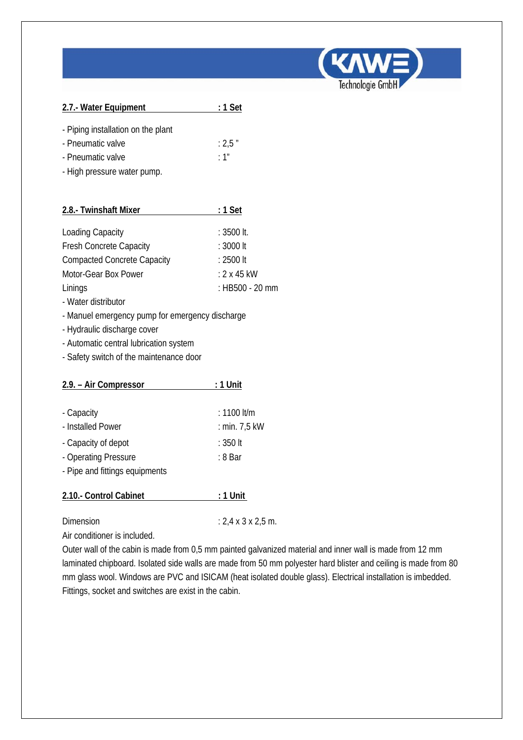**2.7.- Water Equipment : 1 Set**

- Piping installation on the plant
- Pneumatic valve : 2,5 "
- Pneumatic valve : 1"
- High pressure water pump.

**2.8.- Twinshaft Mixer : 1 Set**

Loading Capacity : 3500 lt.
Fresh Concrete Capacity : 3000 lt
Compacted Concrete Capacity : 2500 lt
Motor-Gear Box Power : 2 x 45 kW
Linings : HB500 - 20 mm

- Water distributor
- Manuel emergency pump for emergency discharge
- Hydraulic discharge cover
- Automatic central lubrication system
- Safety switch of the maintenance door

**2.9. – Air Compressor : 1 Unit**

- Capacity : 1100 lt/m
- Installed Power : min. 7,5 kW
- Capacity of depot : 350 lt
- Operating Pressure : 8 Bar
- Pipe and fittings equipments

**2.10.- Control Cabinet : 1 Unit**

Dimension : 2,4 x 3 x 2,5 m.

Air conditioner is included.

Outer wall of the cabin is made from 0,5 mm painted galvanized material and inner wall is made from 12 mm laminated chipboard. Isolated side walls are made from 50 mm polyester hard blister and ceiling is made from 80 mm glass wool. Windows are PVC and ISICAM (heat isolated double glass). Electrical installation is imbedded. Fittings, socket and switches are exist in the cabin.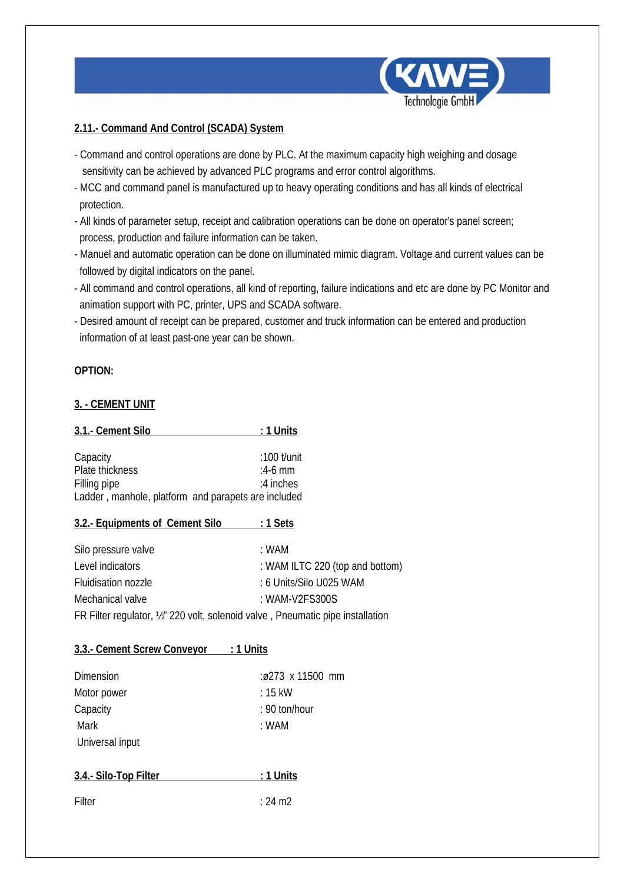## 2.11.- Command And Control (SCADA) System

- Command and control operations are done by PLC. At the maximum capacity high weighing and dosage sensitivity can be achieved by advanced PLC programs and error control algorithms.
- MCC and command panel is manufactured up to heavy operating conditions and has all kinds of electrical protection.
- All kinds of parameter setup, receipt and calibration operations can be done on operator's panel screen; process, production and failure information can be taken.
- Manuel and automatic operation can be done on illuminated mimic diagram. Voltage and current values can be followed by digital indicators on the panel.
- All command and control operations, all kind of reporting, failure indications and etc are done by PC Monitor and animation support with PC, printer, UPS and SCADA software.
- Desired amount of receipt can be prepared, customer and truck information can be entered and production information of at least past-one year can be shown.

**OPTION:**

## 3. - CEMENT UNIT

### 3.1.- Cement Silo : 1 Units

| | |
|---|---|
| Capacity | :100 t/unit |
| Plate thickness | :4-6 mm |
| Filling pipe | :4 inches |

Ladder , manhole, platform and parapets are included

### 3.2.- Equipments of Cement Silo : 1 Sets

| | |
|---|---|
| Silo pressure valve | : WAM |
| Level indicators | : WAM ILTC 220 (top and bottom) |
| Fluidisation nozzle | : 6 Units/Silo U025 WAM |
| Mechanical valve | : WAM-V2FS300S |

FR Filter regulator, ½" 220 volt, solenoid valve , Pneumatic pipe installation

### 3.3.- Cement Screw Conveyor : 1 Units

| | |
|---|---|
| Dimension | :ø273 x 11500 mm |
| Motor power | : 15 kW |
| Capacity | : 90 ton/hour |
| Mark | : WAM |

Universal input

### 3.4.- Silo-Top Filter : 1 Units

| | |
|---|---|
| Filter | : 24 m2 |